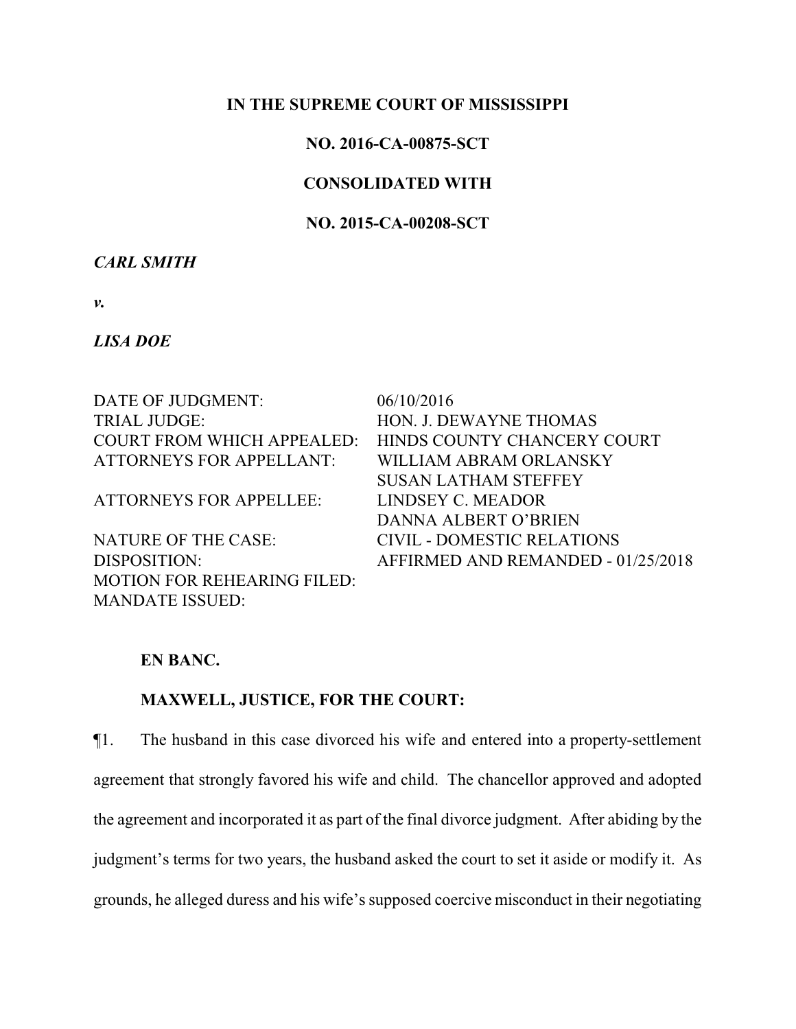**IN THE SUPREME COURT OF MISSISSIPPI**

**NO. 2016-CA-00875-SCT**

**CONSOLIDATED WITH**

**NO. 2015-CA-00208-SCT**

***CARL SMITH***

***v.***

***LISA DOE***

| | |
|---|---|
| DATE OF JUDGMENT: | 06/10/2016 |
| TRIAL JUDGE: | HON. J. DEWAYNE THOMAS |
| COURT FROM WHICH APPEALED: | HINDS COUNTY CHANCERY COURT |
| ATTORNEYS FOR APPELLANT: | WILLIAM ABRAM ORLANSKY<br>SUSAN LATHAM STEFFEY |
| ATTORNEYS FOR APPELLEE: | LINDSEY C. MEADOR<br>DANNA ALBERT O'BRIEN |
| NATURE OF THE CASE: | CIVIL - DOMESTIC RELATIONS |
| DISPOSITION: | AFFIRMED AND REMANDED - 01/25/2018 |
| MOTION FOR REHEARING FILED: | |
| MANDATE ISSUED: | |

**EN BANC.**

**MAXWELL, JUSTICE, FOR THE COURT:**

¶1. The husband in this case divorced his wife and entered into a property-settlement agreement that strongly favored his wife and child. The chancellor approved and adopted the agreement and incorporated it as part of the final divorce judgment. After abiding by the judgment's terms for two years, the husband asked the court to set it aside or modify it. As grounds, he alleged duress and his wife's supposed coercive misconduct in their negotiating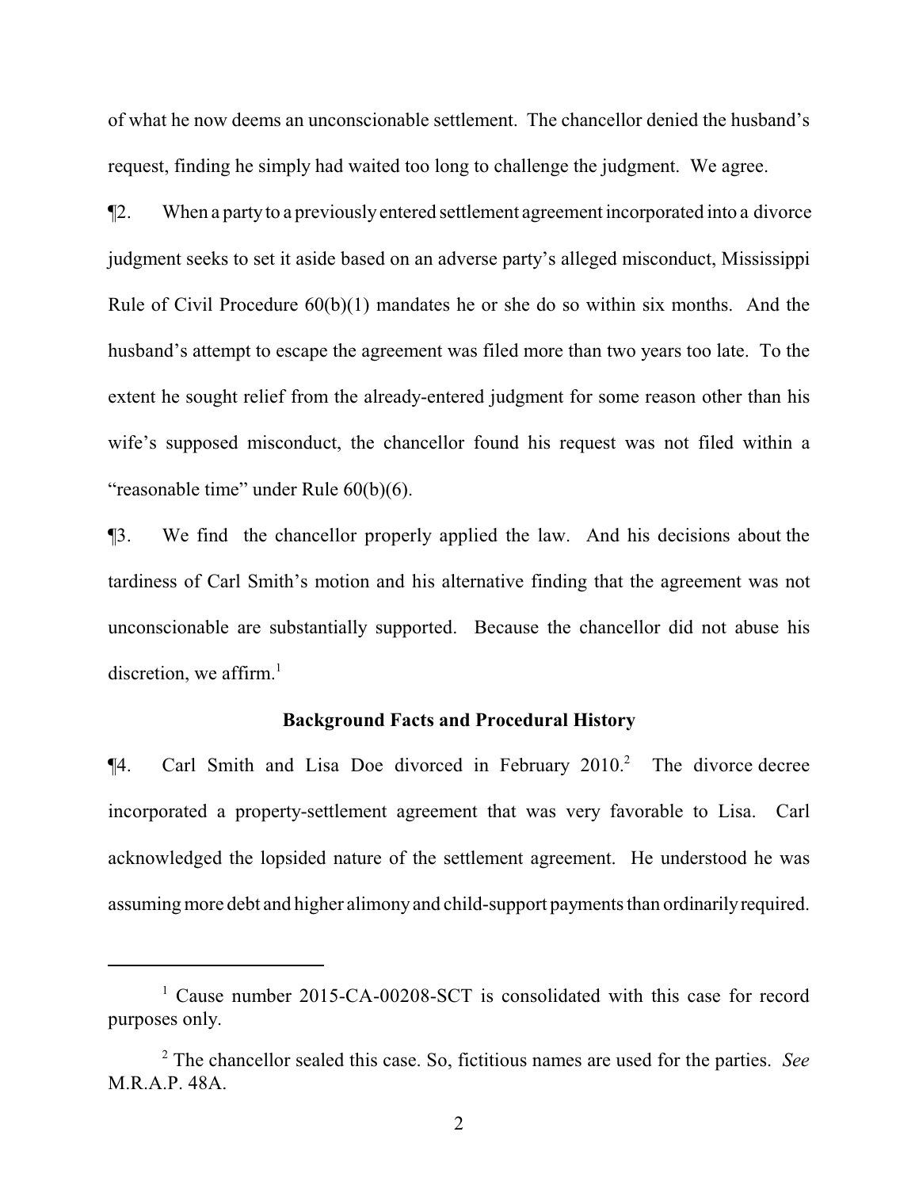of what he now deems an unconscionable settlement. The chancellor denied the husband's request, finding he simply had waited too long to challenge the judgment. We agree.

¶2. When a party to a previously entered settlement agreement incorporated into a divorce judgment seeks to set it aside based on an adverse party's alleged misconduct, Mississippi Rule of Civil Procedure 60(b)(1) mandates he or she do so within six months. And the husband's attempt to escape the agreement was filed more than two years too late. To the extent he sought relief from the already-entered judgment for some reason other than his wife's supposed misconduct, the chancellor found his request was not filed within a "reasonable time" under Rule 60(b)(6).

¶3. We find the chancellor properly applied the law. And his decisions about the tardiness of Carl Smith's motion and his alternative finding that the agreement was not unconscionable are substantially supported. Because the chancellor did not abuse his discretion, we affirm.[1]

**Background Facts and Procedural History**

¶4. Carl Smith and Lisa Doe divorced in February 2010.[2] The divorce decree incorporated a property-settlement agreement that was very favorable to Lisa. Carl acknowledged the lopsided nature of the settlement agreement. He understood he was assuming more debt and higher alimony and child-support payments than ordinarily required.

---

[1] Cause number 2015-CA-00208-SCT is consolidated with this case for record purposes only.

[2] The chancellor sealed this case. So, fictitious names are used for the parties. *See* M.R.A.P. 48A.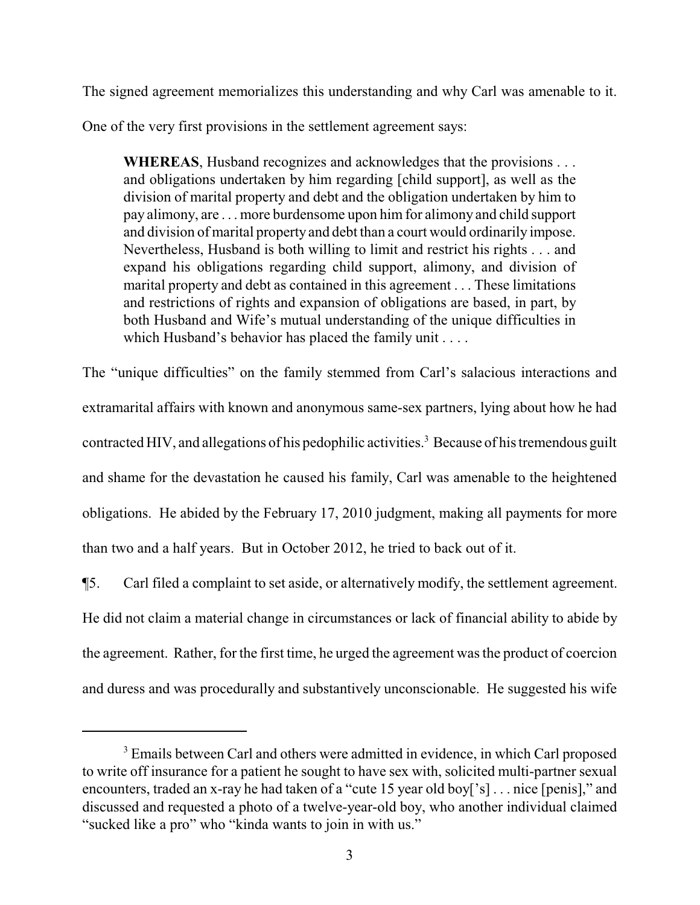The signed agreement memorializes this understanding and why Carl was amenable to it. One of the very first provisions in the settlement agreement says:

> **WHEREAS**, Husband recognizes and acknowledges that the provisions . . . and obligations undertaken by him regarding [child support], as well as the division of marital property and debt and the obligation undertaken by him to pay alimony, are . . . more burdensome upon him for alimony and child support and division of marital property and debt than a court would ordinarily impose. Nevertheless, Husband is both willing to limit and restrict his rights . . . and expand his obligations regarding child support, alimony, and division of marital property and debt as contained in this agreement . . . These limitations and restrictions of rights and expansion of obligations are based, in part, by both Husband and Wife's mutual understanding of the unique difficulties in which Husband's behavior has placed the family unit . . . .

The "unique difficulties" on the family stemmed from Carl's salacious interactions and extramarital affairs with known and anonymous same-sex partners, lying about how he had contracted HIV, and allegations of his pedophilic activities.[3] Because of his tremendous guilt and shame for the devastation he caused his family, Carl was amenable to the heightened obligations. He abided by the February 17, 2010 judgment, making all payments for more than two and a half years. But in October 2012, he tried to back out of it.

¶5. Carl filed a complaint to set aside, or alternatively modify, the settlement agreement. He did not claim a material change in circumstances or lack of financial ability to abide by the agreement. Rather, for the first time, he urged the agreement was the product of coercion and duress and was procedurally and substantively unconscionable. He suggested his wife

---

[3] Emails between Carl and others were admitted in evidence, in which Carl proposed to write off insurance for a patient he sought to have sex with, solicited multi-partner sexual encounters, traded an x-ray he had taken of a "cute 15 year old boy['s] . . . nice [penis]," and discussed and requested a photo of a twelve-year-old boy, who another individual claimed "sucked like a pro" who "kinda wants to join in with us."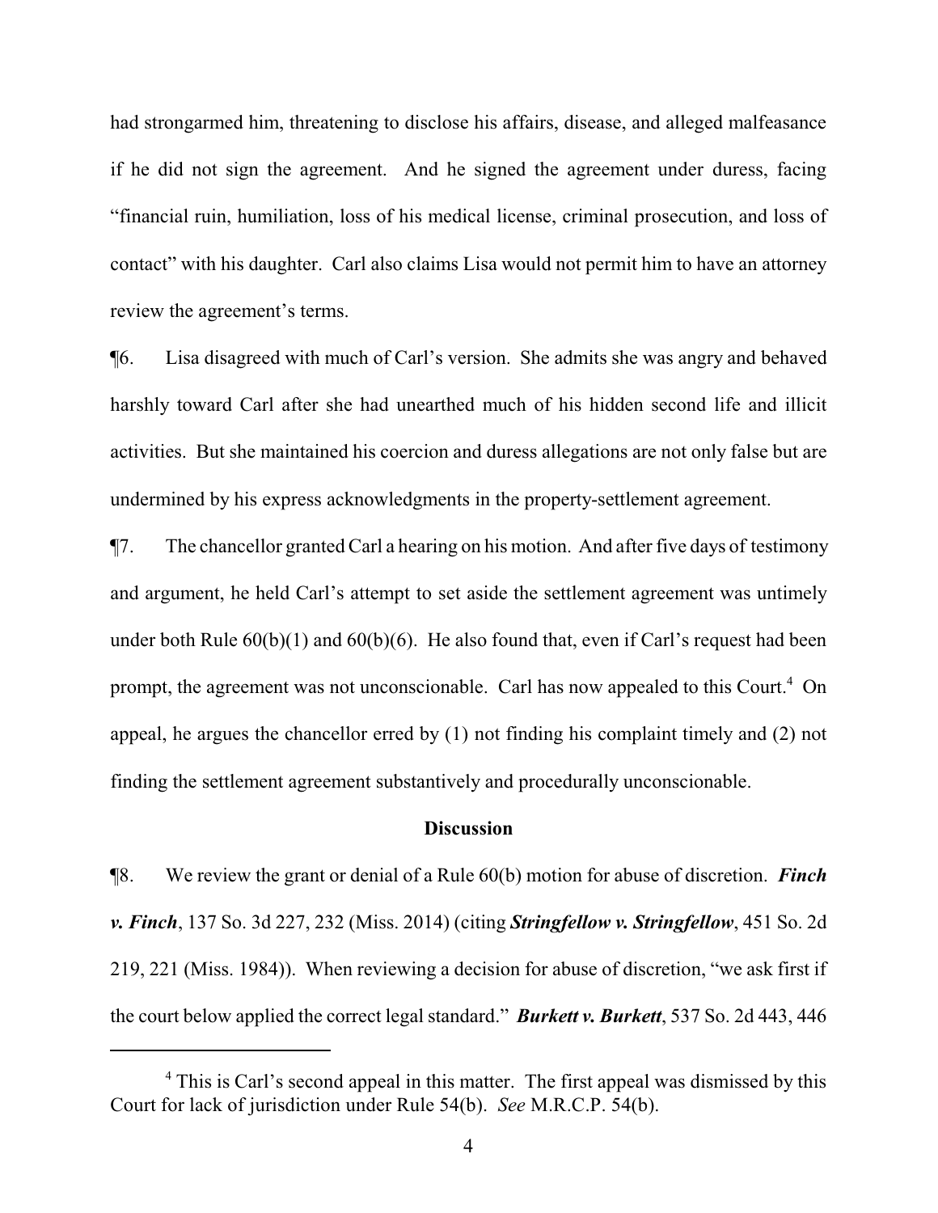had strongarmed him, threatening to disclose his affairs, disease, and alleged malfeasance if he did not sign the agreement. And he signed the agreement under duress, facing "financial ruin, humiliation, loss of his medical license, criminal prosecution, and loss of contact" with his daughter. Carl also claims Lisa would not permit him to have an attorney review the agreement's terms.

¶6. Lisa disagreed with much of Carl's version. She admits she was angry and behaved harshly toward Carl after she had unearthed much of his hidden second life and illicit activities. But she maintained his coercion and duress allegations are not only false but are undermined by his express acknowledgments in the property-settlement agreement.

¶7. The chancellor granted Carl a hearing on his motion. And after five days of testimony and argument, he held Carl's attempt to set aside the settlement agreement was untimely under both Rule 60(b)(1) and 60(b)(6). He also found that, even if Carl's request had been prompt, the agreement was not unconscionable. Carl has now appealed to this Court.[4] On appeal, he argues the chancellor erred by (1) not finding his complaint timely and (2) not finding the settlement agreement substantively and procedurally unconscionable.

**Discussion**

¶8. We review the grant or denial of a Rule 60(b) motion for abuse of discretion. ***Finch v. Finch***, 137 So. 3d 227, 232 (Miss. 2014) (citing ***Stringfellow v. Stringfellow***, 451 So. 2d 219, 221 (Miss. 1984)). When reviewing a decision for abuse of discretion, "we ask first if the court below applied the correct legal standard." ***Burkett v. Burkett***, 537 So. 2d 443, 446

---

[4] This is Carl's second appeal in this matter. The first appeal was dismissed by this Court for lack of jurisdiction under Rule 54(b). *See* M.R.C.P. 54(b).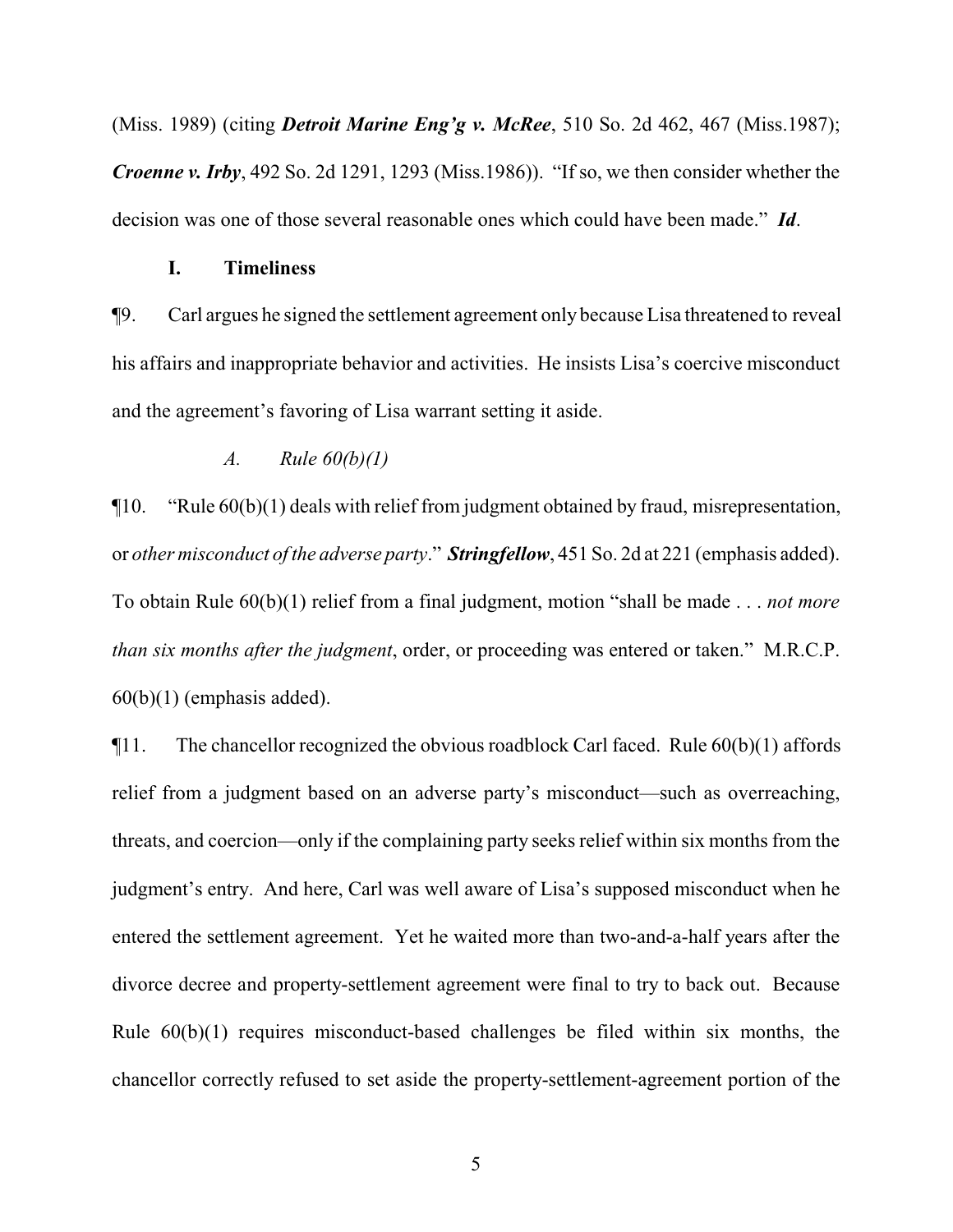(Miss. 1989) (citing ***Detroit Marine Eng'g v. McRee***, 510 So. 2d 462, 467 (Miss.1987); ***Croenne v. Irby***, 492 So. 2d 1291, 1293 (Miss.1986)). "If so, we then consider whether the decision was one of those several reasonable ones which could have been made." ***Id***.

### I. Timeliness

¶9. Carl argues he signed the settlement agreement only because Lisa threatened to reveal his affairs and inappropriate behavior and activities. He insists Lisa's coercive misconduct and the agreement's favoring of Lisa warrant setting it aside.

#### *A. Rule 60(b)(1)*

¶10. "Rule 60(b)(1) deals with relief from judgment obtained by fraud, misrepresentation, or *other misconduct of the adverse party*." ***Stringfellow***, 451 So. 2d at 221 (emphasis added). To obtain Rule 60(b)(1) relief from a final judgment, motion "shall be made . . . *not more than six months after the judgment*, order, or proceeding was entered or taken." M.R.C.P. 60(b)(1) (emphasis added).

¶11. The chancellor recognized the obvious roadblock Carl faced. Rule 60(b)(1) affords relief from a judgment based on an adverse party's misconduct—such as overreaching, threats, and coercion—only if the complaining party seeks relief within six months from the judgment's entry. And here, Carl was well aware of Lisa's supposed misconduct when he entered the settlement agreement. Yet he waited more than two-and-a-half years after the divorce decree and property-settlement agreement were final to try to back out. Because Rule 60(b)(1) requires misconduct-based challenges be filed within six months, the chancellor correctly refused to set aside the property-settlement-agreement portion of the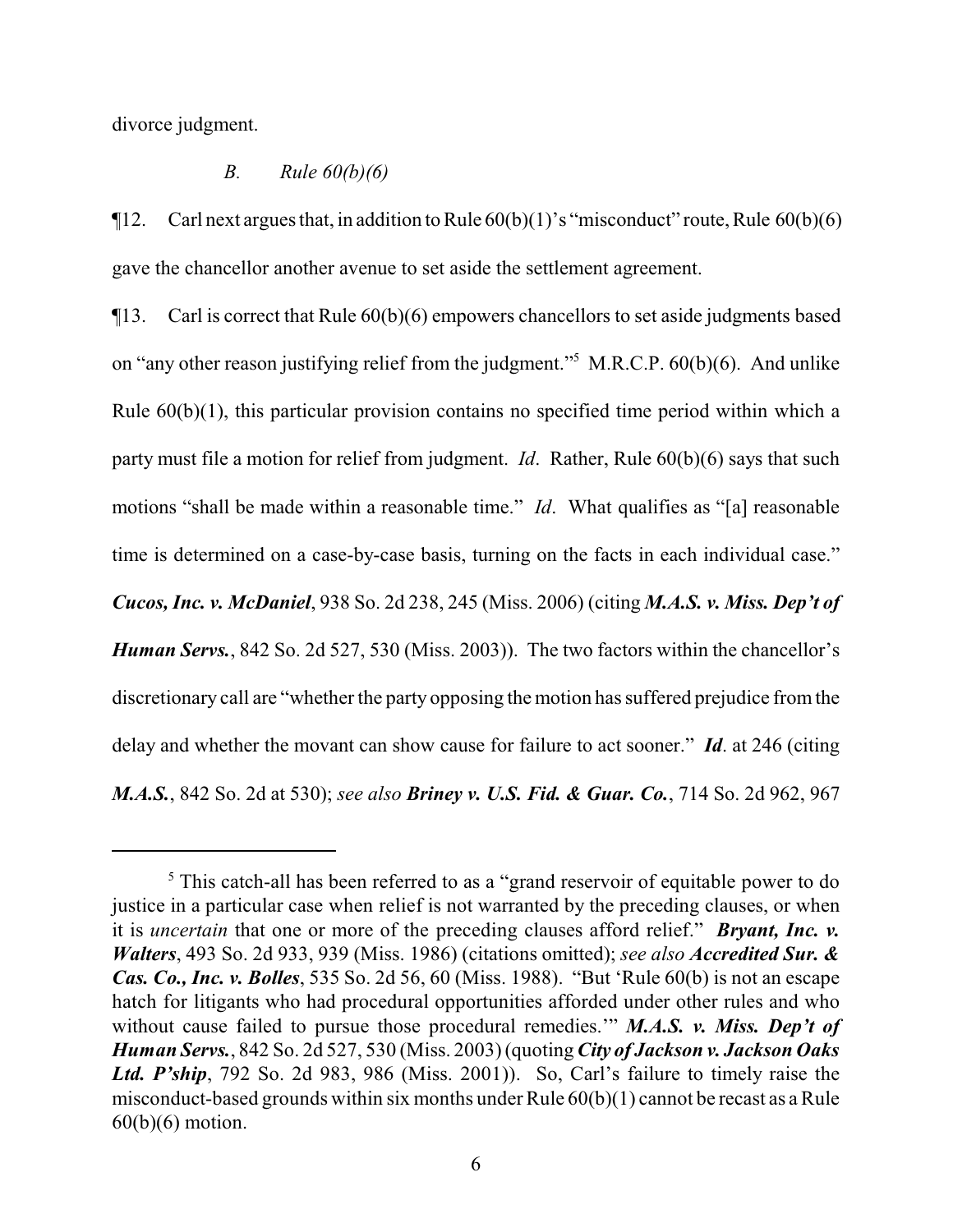divorce judgment.

### *B. Rule 60(b)(6)*

¶12. Carl next argues that, in addition to Rule 60(b)(1)'s "misconduct" route, Rule 60(b)(6) gave the chancellor another avenue to set aside the settlement agreement.

¶13. Carl is correct that Rule 60(b)(6) empowers chancellors to set aside judgments based on "any other reason justifying relief from the judgment."[5] M.R.C.P. 60(b)(6). And unlike Rule 60(b)(1), this particular provision contains no specified time period within which a party must file a motion for relief from judgment. *Id*. Rather, Rule 60(b)(6) says that such motions "shall be made within a reasonable time." *Id*. What qualifies as "[a] reasonable time is determined on a case-by-case basis, turning on the facts in each individual case." ***Cucos, Inc. v. McDaniel***, 938 So. 2d 238, 245 (Miss. 2006) (citing ***M.A.S. v. Miss. Dep't of Human Servs.***, 842 So. 2d 527, 530 (Miss. 2003)). The two factors within the chancellor's discretionary call are "whether the party opposing the motion has suffered prejudice from the delay and whether the movant can show cause for failure to act sooner." ***Id***. at 246 (citing ***M.A.S.***, 842 So. 2d at 530); *see also* ***Briney v. U.S. Fid. & Guar. Co.***, 714 So. 2d 962, 967

---

[5] This catch-all has been referred to as a "grand reservoir of equitable power to do justice in a particular case when relief is not warranted by the preceding clauses, or when it is *uncertain* that one or more of the preceding clauses afford relief." ***Bryant, Inc. v. Walters***, 493 So. 2d 933, 939 (Miss. 1986) (citations omitted); *see also* ***Accredited Sur. & Cas. Co., Inc. v. Bolles***, 535 So. 2d 56, 60 (Miss. 1988). "But 'Rule 60(b) is not an escape hatch for litigants who had procedural opportunities afforded under other rules and who without cause failed to pursue those procedural remedies.'" ***M.A.S. v. Miss. Dep't of Human Servs.***, 842 So. 2d 527, 530 (Miss. 2003) (quoting ***City of Jackson v. Jackson Oaks Ltd. P'ship***, 792 So. 2d 983, 986 (Miss. 2001)). So, Carl's failure to timely raise the misconduct-based grounds within six months under Rule 60(b)(1) cannot be recast as a Rule 60(b)(6) motion.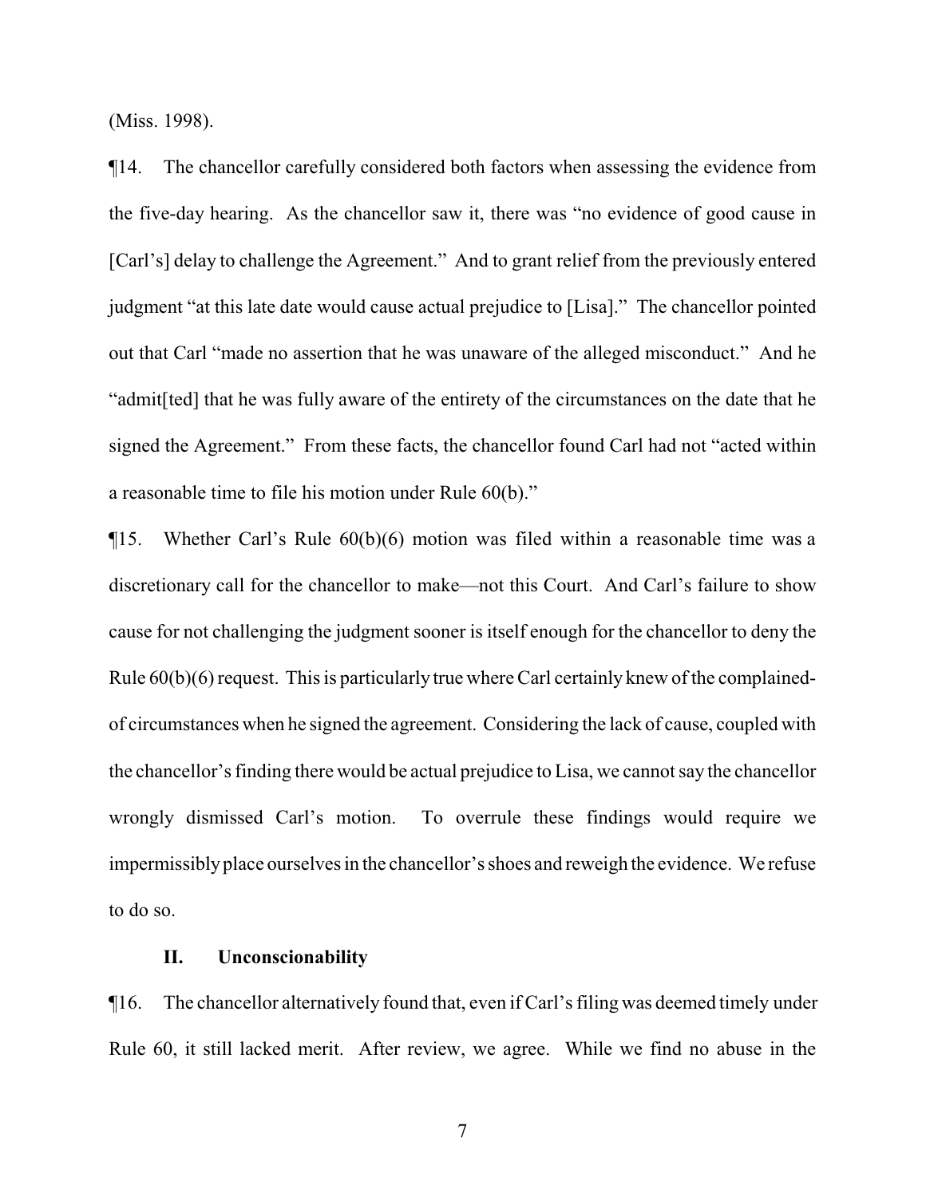(Miss. 1998).

¶14. The chancellor carefully considered both factors when assessing the evidence from the five-day hearing. As the chancellor saw it, there was "no evidence of good cause in [Carl's] delay to challenge the Agreement." And to grant relief from the previously entered judgment "at this late date would cause actual prejudice to [Lisa]." The chancellor pointed out that Carl "made no assertion that he was unaware of the alleged misconduct." And he "admit[ted] that he was fully aware of the entirety of the circumstances on the date that he signed the Agreement." From these facts, the chancellor found Carl had not "acted within a reasonable time to file his motion under Rule 60(b)."

¶15. Whether Carl's Rule 60(b)(6) motion was filed within a reasonable time was a discretionary call for the chancellor to make—not this Court. And Carl's failure to show cause for not challenging the judgment sooner is itself enough for the chancellor to deny the Rule 60(b)(6) request. This is particularly true where Carl certainly knew of the complained-of circumstances when he signed the agreement. Considering the lack of cause, coupled with the chancellor's finding there would be actual prejudice to Lisa, we cannot say the chancellor wrongly dismissed Carl's motion. To overrule these findings would require we impermissibly place ourselves in the chancellor's shoes and reweigh the evidence. We refuse to do so.

### II. Unconscionability

¶16. The chancellor alternatively found that, even if Carl's filing was deemed timely under Rule 60, it still lacked merit. After review, we agree. While we find no abuse in the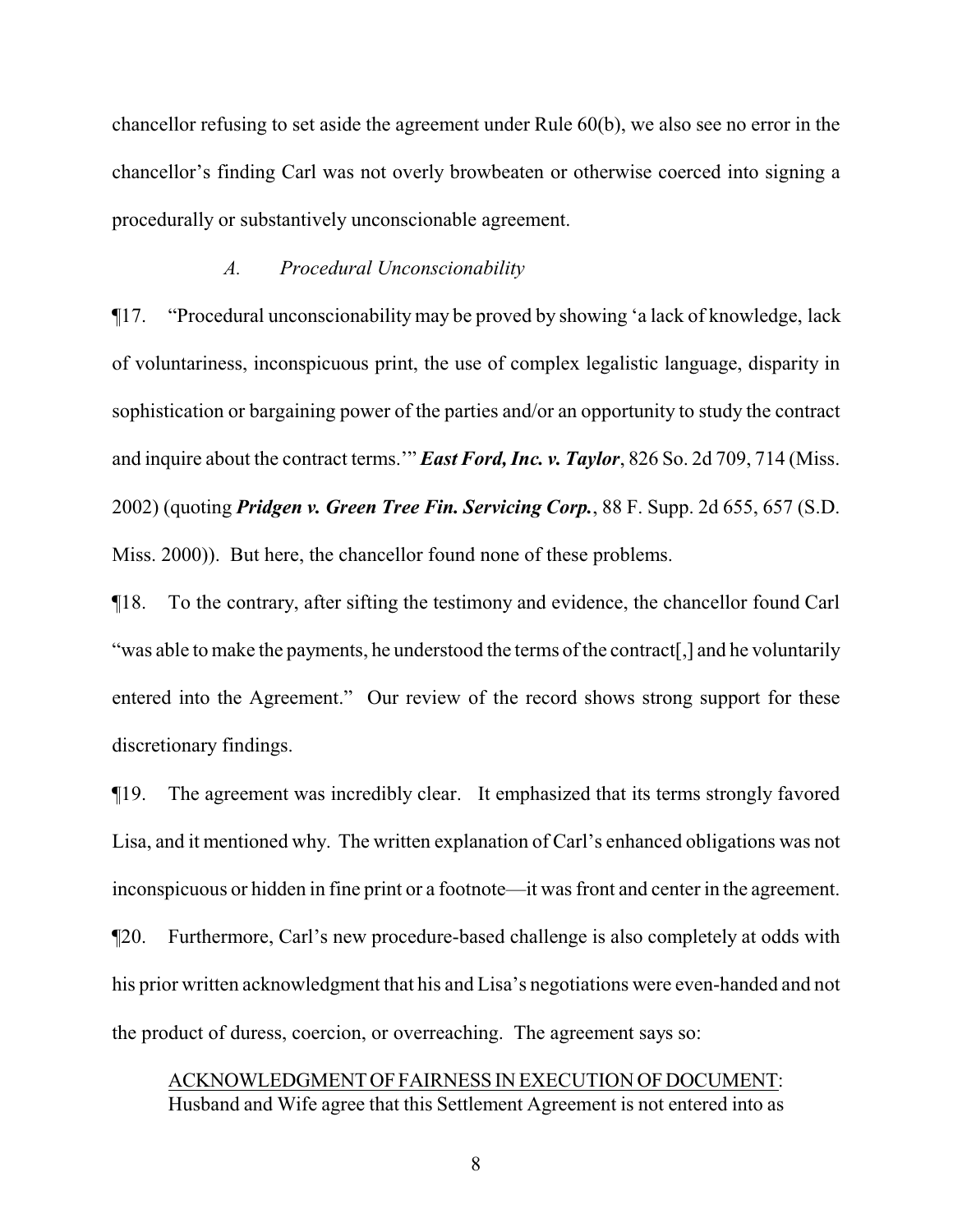chancellor refusing to set aside the agreement under Rule 60(b), we also see no error in the chancellor's finding Carl was not overly browbeaten or otherwise coerced into signing a procedurally or substantively unconscionable agreement.

### *A. Procedural Unconscionability*

¶17. "Procedural unconscionability may be proved by showing 'a lack of knowledge, lack of voluntariness, inconspicuous print, the use of complex legalistic language, disparity in sophistication or bargaining power of the parties and/or an opportunity to study the contract and inquire about the contract terms.'" ***East Ford, Inc. v. Taylor***, 826 So. 2d 709, 714 (Miss. 2002) (quoting ***Pridgen v. Green Tree Fin. Servicing Corp.***, 88 F. Supp. 2d 655, 657 (S.D. Miss. 2000)). But here, the chancellor found none of these problems.

¶18. To the contrary, after sifting the testimony and evidence, the chancellor found Carl "was able to make the payments, he understood the terms of the contract[,] and he voluntarily entered into the Agreement." Our review of the record shows strong support for these discretionary findings.

¶19. The agreement was incredibly clear. It emphasized that its terms strongly favored Lisa, and it mentioned why. The written explanation of Carl's enhanced obligations was not inconspicuous or hidden in fine print or a footnote—it was front and center in the agreement.

¶20. Furthermore, Carl's new procedure-based challenge is also completely at odds with his prior written acknowledgment that his and Lisa's negotiations were even-handed and not the product of duress, coercion, or overreaching. The agreement says so:

> <u>ACKNOWLEDGMENT OF FAIRNESS IN EXECUTION OF DOCUMENT</u>: Husband and Wife agree that this Settlement Agreement is not entered into as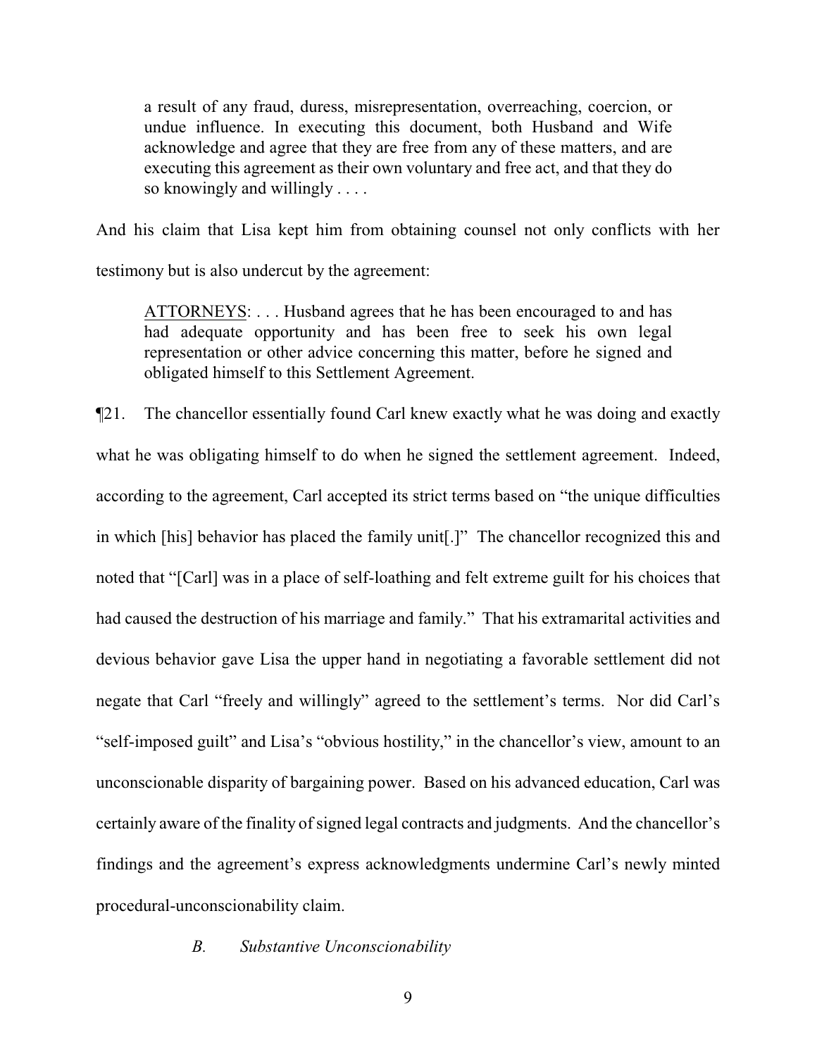> a result of any fraud, duress, misrepresentation, overreaching, coercion, or undue influence. In executing this document, both Husband and Wife acknowledge and agree that they are free from any of these matters, and are executing this agreement as their own voluntary and free act, and that they do so knowingly and willingly . . . .

And his claim that Lisa kept him from obtaining counsel not only conflicts with her testimony but is also undercut by the agreement:

> ATTORNEYS: . . . Husband agrees that he has been encouraged to and has had adequate opportunity and has been free to seek his own legal representation or other advice concerning this matter, before he signed and obligated himself to this Settlement Agreement.

¶21. The chancellor essentially found Carl knew exactly what he was doing and exactly what he was obligating himself to do when he signed the settlement agreement. Indeed, according to the agreement, Carl accepted its strict terms based on "the unique difficulties in which [his] behavior has placed the family unit[.]" The chancellor recognized this and noted that "[Carl] was in a place of self-loathing and felt extreme guilt for his choices that had caused the destruction of his marriage and family." That his extramarital activities and devious behavior gave Lisa the upper hand in negotiating a favorable settlement did not negate that Carl "freely and willingly" agreed to the settlement's terms. Nor did Carl's "self-imposed guilt" and Lisa's "obvious hostility," in the chancellor's view, amount to an unconscionable disparity of bargaining power. Based on his advanced education, Carl was certainly aware of the finality of signed legal contracts and judgments. And the chancellor's findings and the agreement's express acknowledgments undermine Carl's newly minted procedural-unconscionability claim.

### *B. Substantive Unconscionability*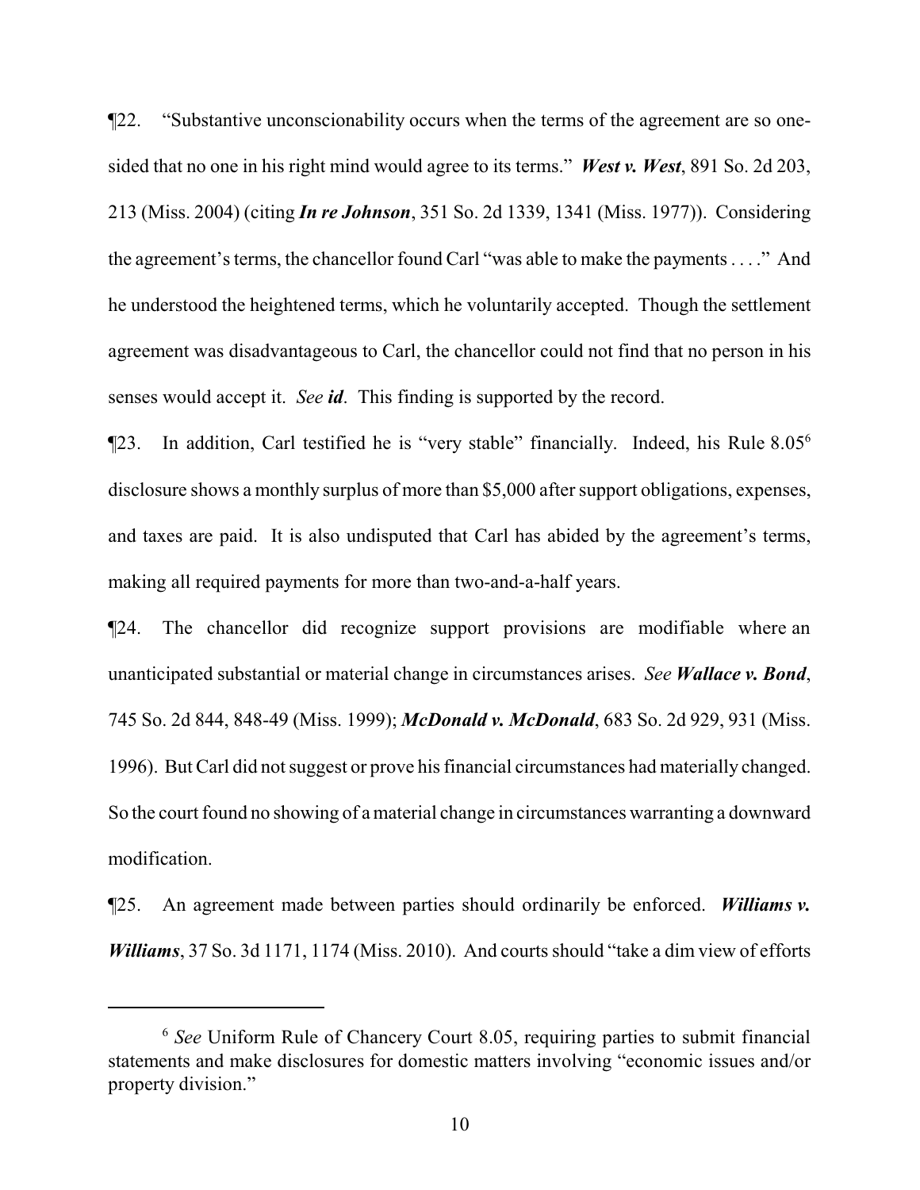¶22. "Substantive unconscionability occurs when the terms of the agreement are so one-sided that no one in his right mind would agree to its terms." ***West v. West***, 891 So. 2d 203, 213 (Miss. 2004) (citing ***In re Johnson***, 351 So. 2d 1339, 1341 (Miss. 1977)). Considering the agreement's terms, the chancellor found Carl "was able to make the payments . . . ." And he understood the heightened terms, which he voluntarily accepted. Though the settlement agreement was disadvantageous to Carl, the chancellor could not find that no person in his senses would accept it. *See **id***. This finding is supported by the record.

¶23. In addition, Carl testified he is "very stable" financially. Indeed, his Rule 8.05[6] disclosure shows a monthly surplus of more than $5,000 after support obligations, expenses, and taxes are paid. It is also undisputed that Carl has abided by the agreement's terms, making all required payments for more than two-and-a-half years.

¶24. The chancellor did recognize support provisions are modifiable where an unanticipated substantial or material change in circumstances arises. *See **Wallace v. Bond***, 745 So. 2d 844, 848-49 (Miss. 1999); ***McDonald v. McDonald***, 683 So. 2d 929, 931 (Miss. 1996). But Carl did not suggest or prove his financial circumstances had materially changed. So the court found no showing of a material change in circumstances warranting a downward modification.

¶25. An agreement made between parties should ordinarily be enforced. ***Williams v. Williams***, 37 So. 3d 1171, 1174 (Miss. 2010). And courts should "take a dim view of efforts

---

[6] *See* Uniform Rule of Chancery Court 8.05, requiring parties to submit financial statements and make disclosures for domestic matters involving "economic issues and/or property division."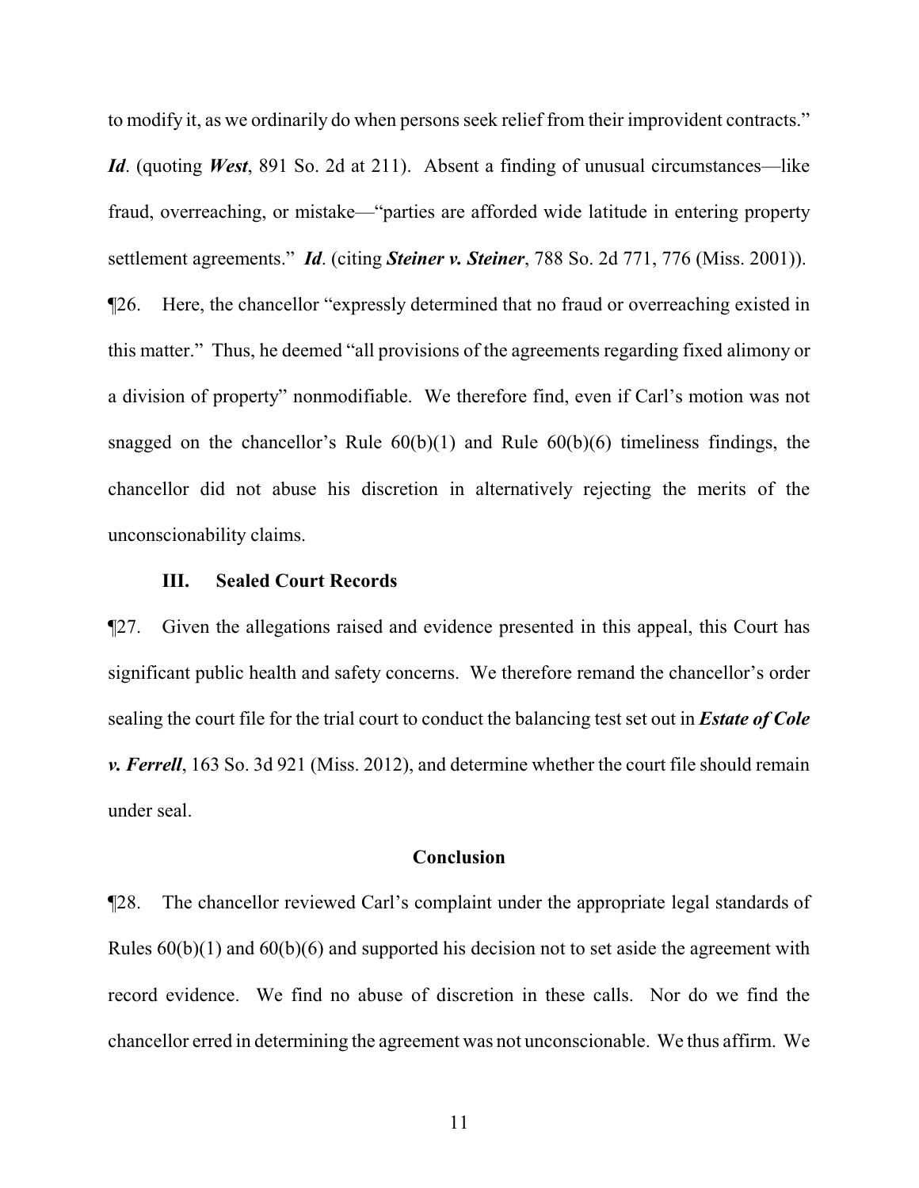to modify it, as we ordinarily do when persons seek relief from their improvident contracts." ***Id***. (quoting ***West***, 891 So. 2d at 211). Absent a finding of unusual circumstances—like fraud, overreaching, or mistake—"parties are afforded wide latitude in entering property settlement agreements." ***Id***. (citing ***Steiner v. Steiner***, 788 So. 2d 771, 776 (Miss. 2001)).

¶26. Here, the chancellor "expressly determined that no fraud or overreaching existed in this matter." Thus, he deemed "all provisions of the agreements regarding fixed alimony or a division of property" nonmodifiable. We therefore find, even if Carl's motion was not snagged on the chancellor's Rule 60(b)(1) and Rule 60(b)(6) timeliness findings, the chancellor did not abuse his discretion in alternatively rejecting the merits of the unconscionability claims.

### III. Sealed Court Records

¶27. Given the allegations raised and evidence presented in this appeal, this Court has significant public health and safety concerns. We therefore remand the chancellor's order sealing the court file for the trial court to conduct the balancing test set out in ***Estate of Cole v. Ferrell***, 163 So. 3d 921 (Miss. 2012), and determine whether the court file should remain under seal.

## Conclusion

¶28. The chancellor reviewed Carl's complaint under the appropriate legal standards of Rules 60(b)(1) and 60(b)(6) and supported his decision not to set aside the agreement with record evidence. We find no abuse of discretion in these calls. Nor do we find the chancellor erred in determining the agreement was not unconscionable. We thus affirm. We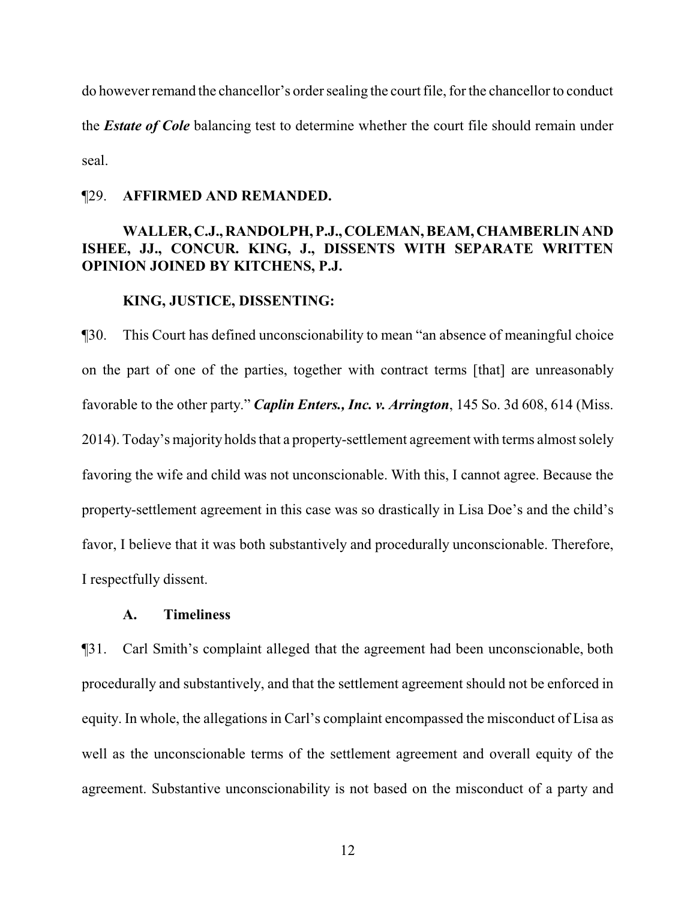do however remand the chancellor's order sealing the court file, for the chancellor to conduct the ***Estate of Cole*** balancing test to determine whether the court file should remain under seal.

¶29. **AFFIRMED AND REMANDED.**

**WALLER, C.J., RANDOLPH, P.J., COLEMAN, BEAM, CHAMBERLIN AND ISHEE, JJ., CONCUR. KING, J., DISSENTS WITH SEPARATE WRITTEN OPINION JOINED BY KITCHENS, P.J.**

**KING, JUSTICE, DISSENTING:**

¶30. This Court has defined unconscionability to mean "an absence of meaningful choice on the part of one of the parties, together with contract terms [that] are unreasonably favorable to the other party." ***Caplin Enters., Inc. v. Arrington***, 145 So. 3d 608, 614 (Miss. 2014). Today's majority holds that a property-settlement agreement with terms almost solely favoring the wife and child was not unconscionable. With this, I cannot agree. Because the property-settlement agreement in this case was so drastically in Lisa Doe's and the child's favor, I believe that it was both substantively and procedurally unconscionable. Therefore, I respectfully dissent.

### A. Timeliness

¶31. Carl Smith's complaint alleged that the agreement had been unconscionable, both procedurally and substantively, and that the settlement agreement should not be enforced in equity. In whole, the allegations in Carl's complaint encompassed the misconduct of Lisa as well as the unconscionable terms of the settlement agreement and overall equity of the agreement. Substantive unconscionability is not based on the misconduct of a party and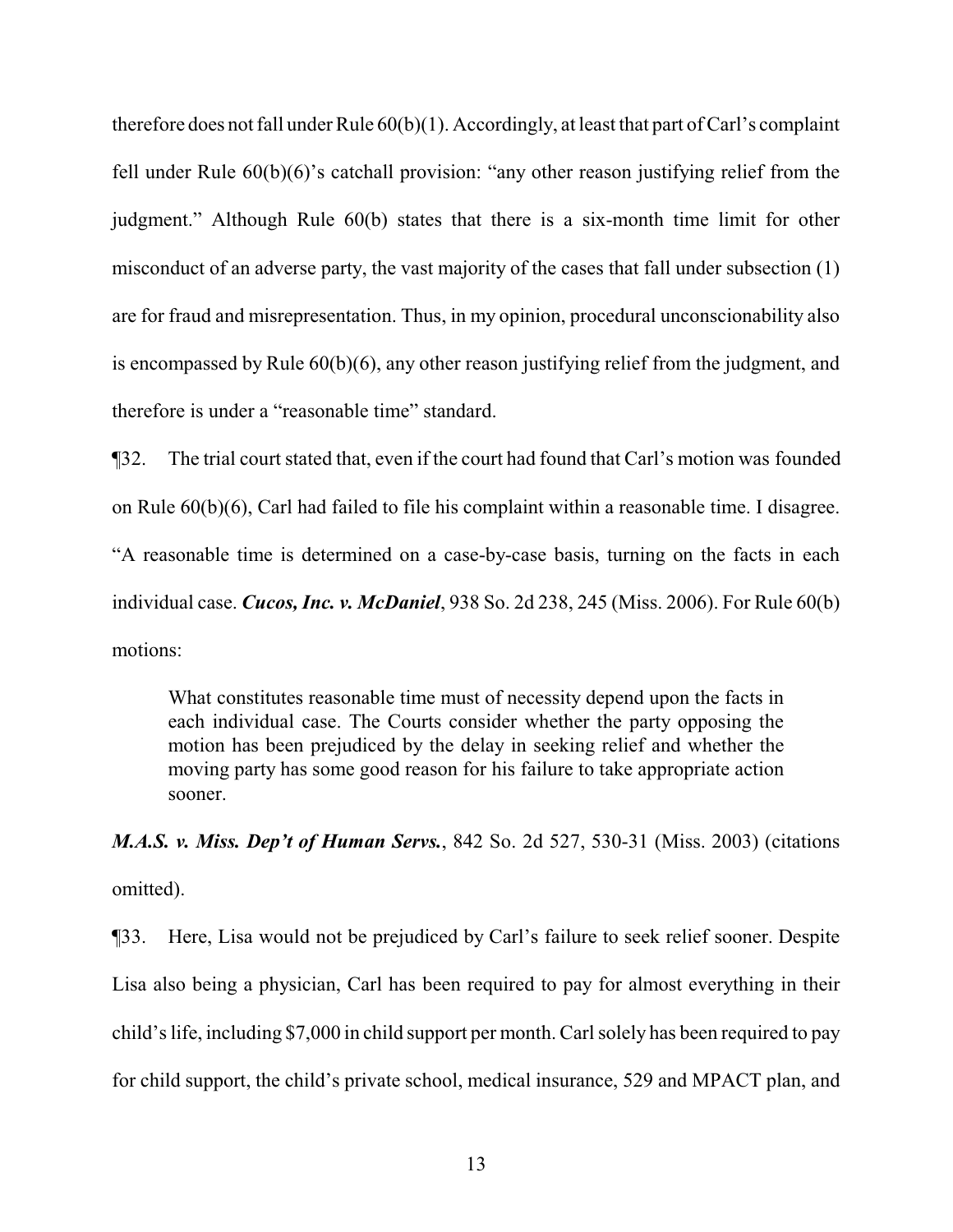therefore does not fall under Rule 60(b)(1). Accordingly, at least that part of Carl's complaint fell under Rule 60(b)(6)'s catchall provision: "any other reason justifying relief from the judgment." Although Rule 60(b) states that there is a six-month time limit for other misconduct of an adverse party, the vast majority of the cases that fall under subsection (1) are for fraud and misrepresentation. Thus, in my opinion, procedural unconscionability also is encompassed by Rule 60(b)(6), any other reason justifying relief from the judgment, and therefore is under a "reasonable time" standard.

¶32. The trial court stated that, even if the court had found that Carl's motion was founded on Rule 60(b)(6), Carl had failed to file his complaint within a reasonable time. I disagree. "A reasonable time is determined on a case-by-case basis, turning on the facts in each individual case. ***Cucos, Inc. v. McDaniel***, 938 So. 2d 238, 245 (Miss. 2006). For Rule 60(b) motions:

> What constitutes reasonable time must of necessity depend upon the facts in each individual case. The Courts consider whether the party opposing the motion has been prejudiced by the delay in seeking relief and whether the moving party has some good reason for his failure to take appropriate action sooner.

***M.A.S. v. Miss. Dep't of Human Servs.***, 842 So. 2d 527, 530-31 (Miss. 2003) (citations omitted).

¶33. Here, Lisa would not be prejudiced by Carl's failure to seek relief sooner. Despite Lisa also being a physician, Carl has been required to pay for almost everything in their child's life, including $7,000 in child support per month. Carl solely has been required to pay for child support, the child's private school, medical insurance, 529 and MPACT plan, and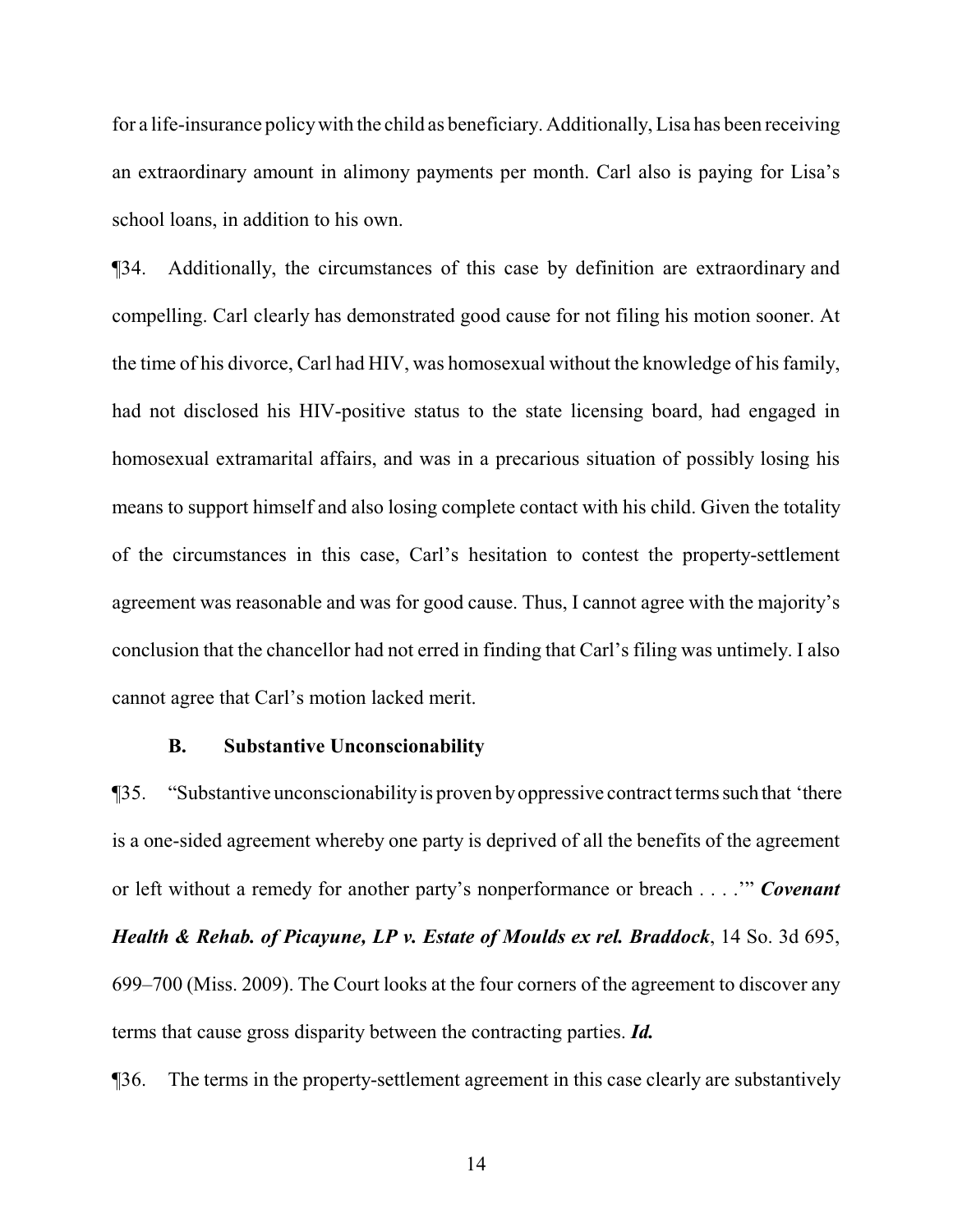for a life-insurance policy with the child as beneficiary. Additionally, Lisa has been receiving an extraordinary amount in alimony payments per month. Carl also is paying for Lisa's school loans, in addition to his own.

¶34. Additionally, the circumstances of this case by definition are extraordinary and compelling. Carl clearly has demonstrated good cause for not filing his motion sooner. At the time of his divorce, Carl had HIV, was homosexual without the knowledge of his family, had not disclosed his HIV-positive status to the state licensing board, had engaged in homosexual extramarital affairs, and was in a precarious situation of possibly losing his means to support himself and also losing complete contact with his child. Given the totality of the circumstances in this case, Carl's hesitation to contest the property-settlement agreement was reasonable and was for good cause. Thus, I cannot agree with the majority's conclusion that the chancellor had not erred in finding that Carl's filing was untimely. I also cannot agree that Carl's motion lacked merit.

### B. Substantive Unconscionability

¶35. "Substantive unconscionability is proven by oppressive contract terms such that 'there is a one-sided agreement whereby one party is deprived of all the benefits of the agreement or left without a remedy for another party's nonperformance or breach . . . .'" ***Covenant Health & Rehab. of Picayune, LP v. Estate of Moulds ex rel. Braddock***, 14 So. 3d 695, 699–700 (Miss. 2009). The Court looks at the four corners of the agreement to discover any terms that cause gross disparity between the contracting parties. ***Id.***

¶36. The terms in the property-settlement agreement in this case clearly are substantively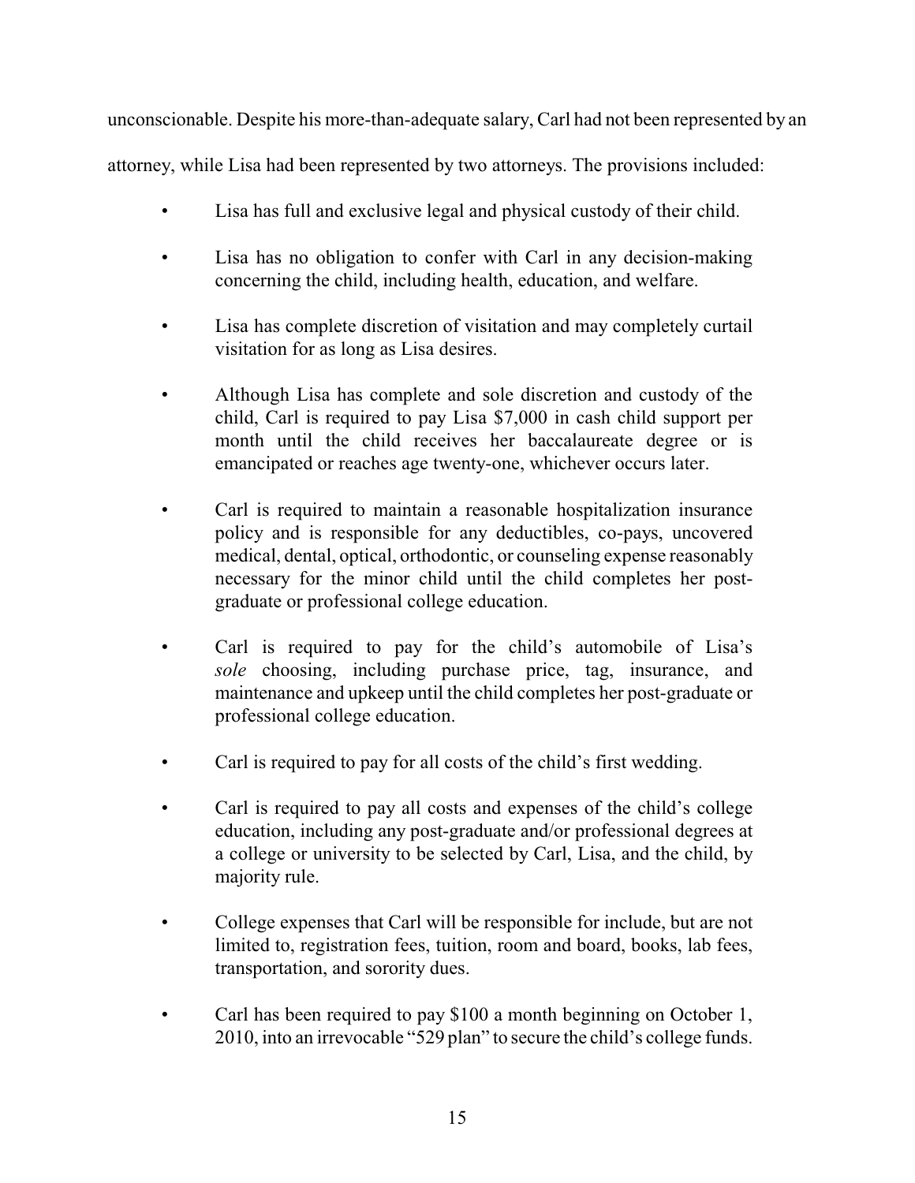unconscionable. Despite his more-than-adequate salary, Carl had not been represented by an attorney, while Lisa had been represented by two attorneys. The provisions included:

- Lisa has full and exclusive legal and physical custody of their child.
- Lisa has no obligation to confer with Carl in any decision-making concerning the child, including health, education, and welfare.
- Lisa has complete discretion of visitation and may completely curtail visitation for as long as Lisa desires.
- Although Lisa has complete and sole discretion and custody of the child, Carl is required to pay Lisa $7,000 in cash child support per month until the child receives her baccalaureate degree or is emancipated or reaches age twenty-one, whichever occurs later.
- Carl is required to maintain a reasonable hospitalization insurance policy and is responsible for any deductibles, co-pays, uncovered medical, dental, optical, orthodontic, or counseling expense reasonably necessary for the minor child until the child completes her post-graduate or professional college education.
- Carl is required to pay for the child's automobile of Lisa's *sole* choosing, including purchase price, tag, insurance, and maintenance and upkeep until the child completes her post-graduate or professional college education.
- Carl is required to pay for all costs of the child's first wedding.
- Carl is required to pay all costs and expenses of the child's college education, including any post-graduate and/or professional degrees at a college or university to be selected by Carl, Lisa, and the child, by majority rule.
- College expenses that Carl will be responsible for include, but are not limited to, registration fees, tuition, room and board, books, lab fees, transportation, and sorority dues.
- Carl has been required to pay $100 a month beginning on October 1, 2010, into an irrevocable "529 plan" to secure the child's college funds.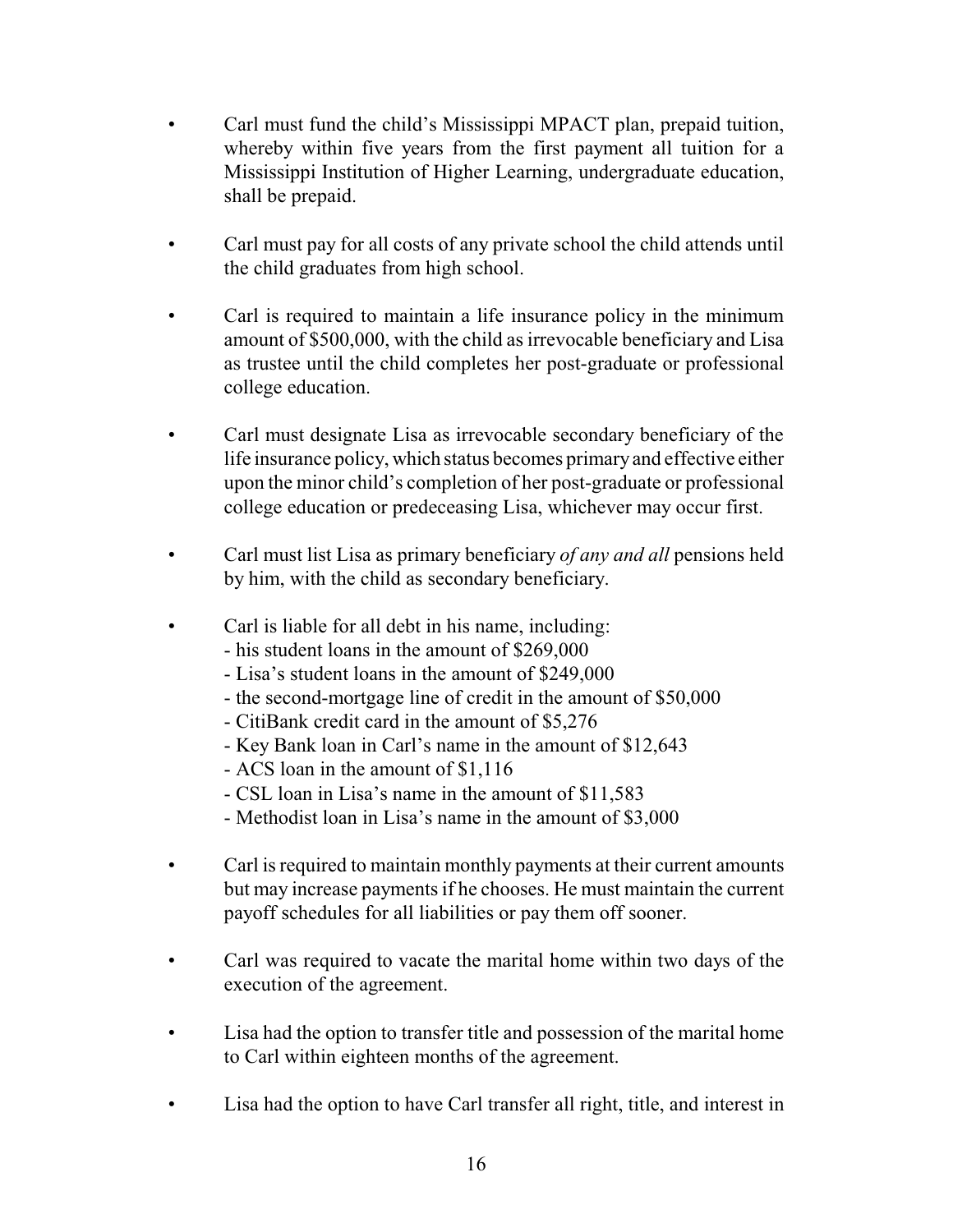- Carl must fund the child's Mississippi MPACT plan, prepaid tuition, whereby within five years from the first payment all tuition for a Mississippi Institution of Higher Learning, undergraduate education, shall be prepaid.

- Carl must pay for all costs of any private school the child attends until the child graduates from high school.

- Carl is required to maintain a life insurance policy in the minimum amount of $500,000, with the child as irrevocable beneficiary and Lisa as trustee until the child completes her post-graduate or professional college education.

- Carl must designate Lisa as irrevocable secondary beneficiary of the life insurance policy, which status becomes primary and effective either upon the minor child's completion of her post-graduate or professional college education or predeceasing Lisa, whichever may occur first.

- Carl must list Lisa as primary beneficiary *of any and all* pensions held by him, with the child as secondary beneficiary.

- Carl is liable for all debt in his name, including:
  - his student loans in the amount of $269,000
  - Lisa's student loans in the amount of $249,000
  - the second-mortgage line of credit in the amount of $50,000
  - CitiBank credit card in the amount of $5,276
  - Key Bank loan in Carl's name in the amount of $12,643
  - ACS loan in the amount of $1,116
  - CSL loan in Lisa's name in the amount of $11,583
  - Methodist loan in Lisa's name in the amount of $3,000

- Carl is required to maintain monthly payments at their current amounts but may increase payments if he chooses. He must maintain the current payoff schedules for all liabilities or pay them off sooner.

- Carl was required to vacate the marital home within two days of the execution of the agreement.

- Lisa had the option to transfer title and possession of the marital home to Carl within eighteen months of the agreement.

- Lisa had the option to have Carl transfer all right, title, and interest in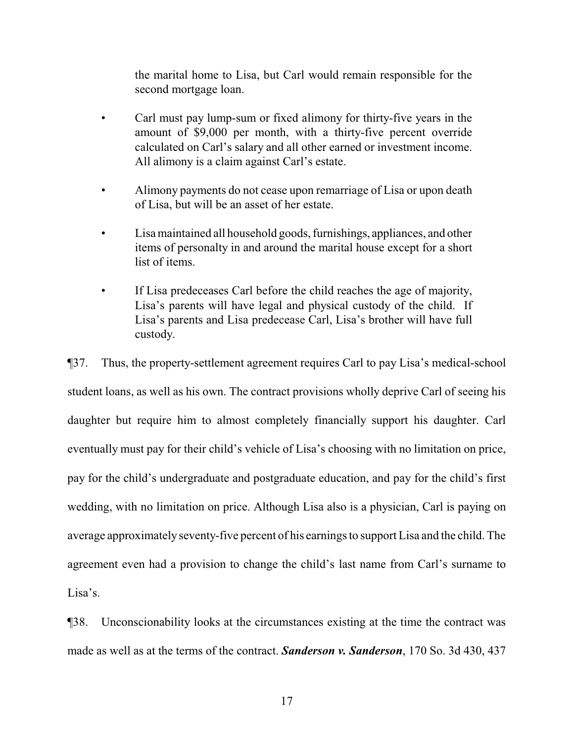the marital home to Lisa, but Carl would remain responsible for the second mortgage loan.

- Carl must pay lump-sum or fixed alimony for thirty-five years in the amount of $9,000 per month, with a thirty-five percent override calculated on Carl's salary and all other earned or investment income. All alimony is a claim against Carl's estate.
- Alimony payments do not cease upon remarriage of Lisa or upon death of Lisa, but will be an asset of her estate.
- Lisa maintained all household goods, furnishings, appliances, and other items of personalty in and around the marital house except for a short list of items.
- If Lisa predeceases Carl before the child reaches the age of majority, Lisa's parents will have legal and physical custody of the child. If Lisa's parents and Lisa predecease Carl, Lisa's brother will have full custody.

¶37. Thus, the property-settlement agreement requires Carl to pay Lisa's medical-school student loans, as well as his own. The contract provisions wholly deprive Carl of seeing his daughter but require him to almost completely financially support his daughter. Carl eventually must pay for their child's vehicle of Lisa's choosing with no limitation on price, pay for the child's undergraduate and postgraduate education, and pay for the child's first wedding, with no limitation on price. Although Lisa also is a physician, Carl is paying on average approximately seventy-five percent of his earnings to support Lisa and the child. The agreement even had a provision to change the child's last name from Carl's surname to Lisa's.

¶38. Unconscionability looks at the circumstances existing at the time the contract was made as well as at the terms of the contract. ***Sanderson v. Sanderson***, 170 So. 3d 430, 437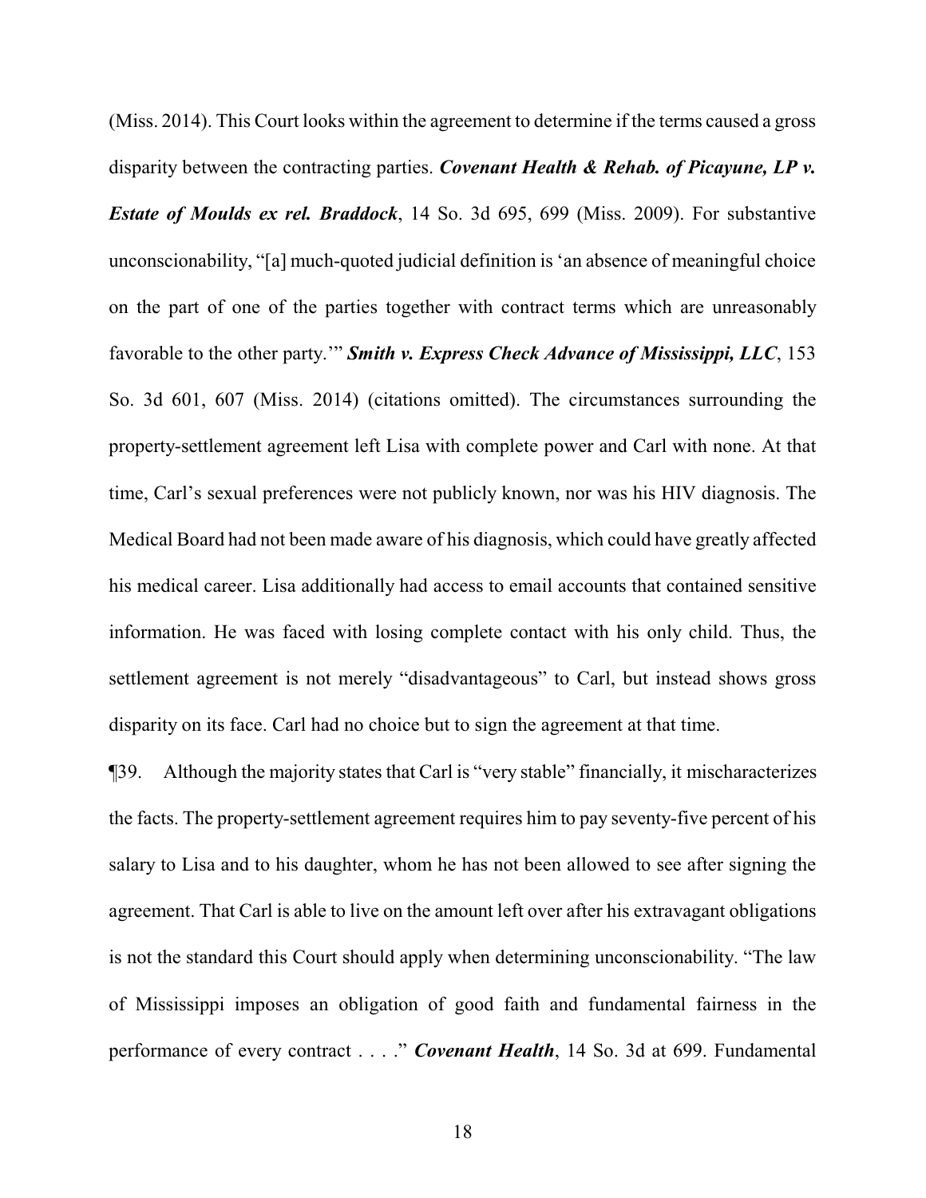(Miss. 2014). This Court looks within the agreement to determine if the terms caused a gross disparity between the contracting parties. ***Covenant Health & Rehab. of Picayune, LP v. Estate of Moulds ex rel. Braddock***, 14 So. 3d 695, 699 (Miss. 2009). For substantive unconscionability, "[a] much-quoted judicial definition is 'an absence of meaningful choice on the part of one of the parties together with contract terms which are unreasonably favorable to the other party.'" ***Smith v. Express Check Advance of Mississippi, LLC***, 153 So. 3d 601, 607 (Miss. 2014) (citations omitted). The circumstances surrounding the property-settlement agreement left Lisa with complete power and Carl with none. At that time, Carl's sexual preferences were not publicly known, nor was his HIV diagnosis. The Medical Board had not been made aware of his diagnosis, which could have greatly affected his medical career. Lisa additionally had access to email accounts that contained sensitive information. He was faced with losing complete contact with his only child. Thus, the settlement agreement is not merely "disadvantageous" to Carl, but instead shows gross disparity on its face. Carl had no choice but to sign the agreement at that time.

¶39. Although the majority states that Carl is "very stable" financially, it mischaracterizes the facts. The property-settlement agreement requires him to pay seventy-five percent of his salary to Lisa and to his daughter, whom he has not been allowed to see after signing the agreement. That Carl is able to live on the amount left over after his extravagant obligations is not the standard this Court should apply when determining unconscionability. "The law of Mississippi imposes an obligation of good faith and fundamental fairness in the performance of every contract . . . ." ***Covenant Health***, 14 So. 3d at 699. Fundamental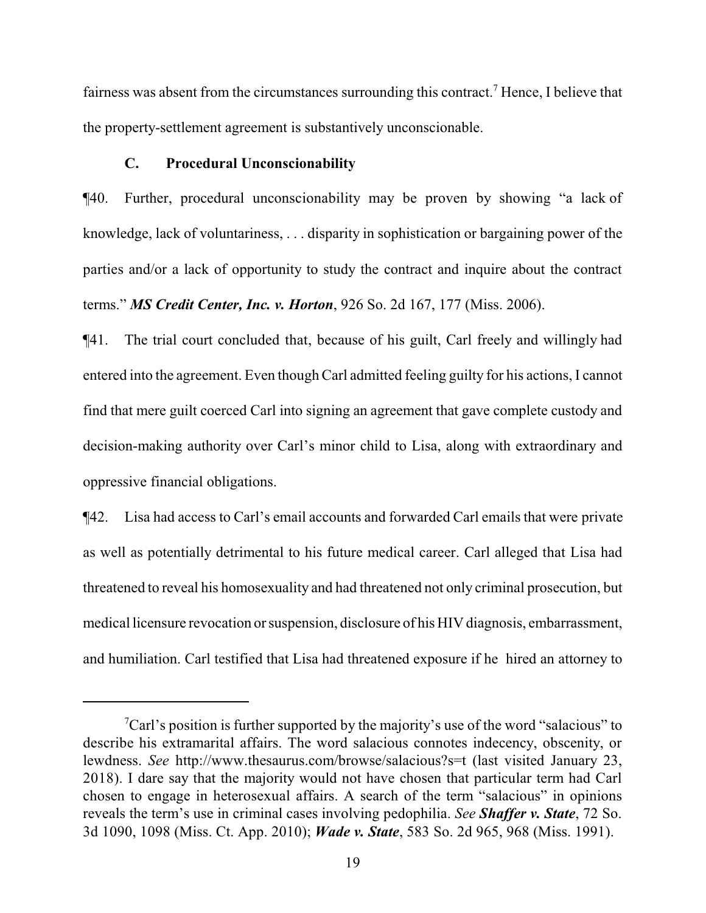fairness was absent from the circumstances surrounding this contract.[7] Hence, I believe that the property-settlement agreement is substantively unconscionable.

### C. Procedural Unconscionability

¶40. Further, procedural unconscionability may be proven by showing "a lack of knowledge, lack of voluntariness, . . . disparity in sophistication or bargaining power of the parties and/or a lack of opportunity to study the contract and inquire about the contract terms." ***MS Credit Center, Inc. v. Horton***, 926 So. 2d 167, 177 (Miss. 2006).

¶41. The trial court concluded that, because of his guilt, Carl freely and willingly had entered into the agreement. Even though Carl admitted feeling guilty for his actions, I cannot find that mere guilt coerced Carl into signing an agreement that gave complete custody and decision-making authority over Carl's minor child to Lisa, along with extraordinary and oppressive financial obligations.

¶42. Lisa had access to Carl's email accounts and forwarded Carl emails that were private as well as potentially detrimental to his future medical career. Carl alleged that Lisa had threatened to reveal his homosexuality and had threatened not only criminal prosecution, but medical licensure revocation or suspension, disclosure of his HIV diagnosis, embarrassment, and humiliation. Carl testified that Lisa had threatened exposure if he hired an attorney to

---

[7] Carl's position is further supported by the majority's use of the word "salacious" to describe his extramarital affairs. The word salacious connotes indecency, obscenity, or lewdness. *See* http://www.thesaurus.com/browse/salacious?s=t (last visited January 23, 2018). I dare say that the majority would not have chosen that particular term had Carl chosen to engage in heterosexual affairs. A search of the term "salacious" in opinions reveals the term's use in criminal cases involving pedophilia. *See* ***Shaffer v. State***, 72 So. 3d 1090, 1098 (Miss. Ct. App. 2010); ***Wade v. State***, 583 So. 2d 965, 968 (Miss. 1991).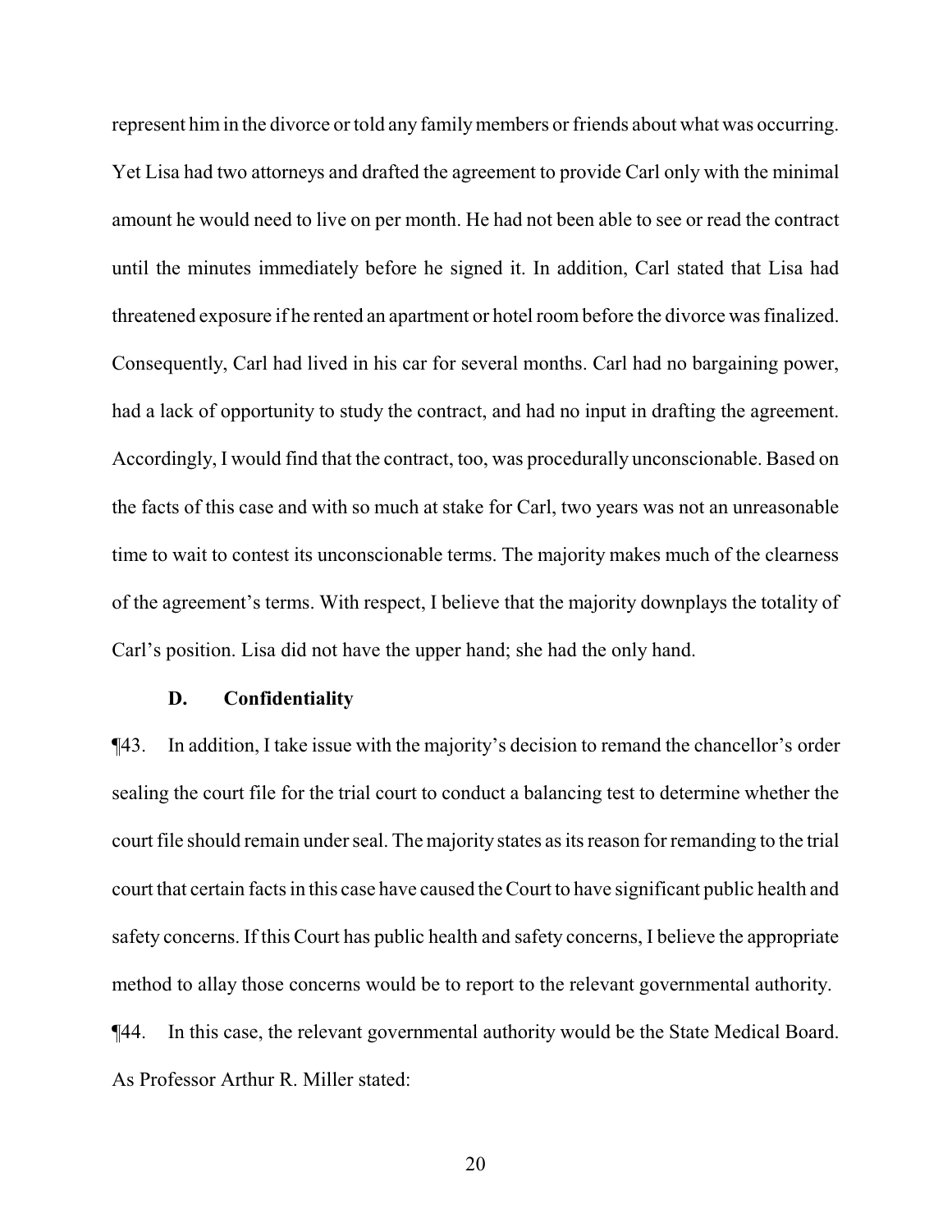represent him in the divorce or told any family members or friends about what was occurring. Yet Lisa had two attorneys and drafted the agreement to provide Carl only with the minimal amount he would need to live on per month. He had not been able to see or read the contract until the minutes immediately before he signed it. In addition, Carl stated that Lisa had threatened exposure if he rented an apartment or hotel room before the divorce was finalized. Consequently, Carl had lived in his car for several months. Carl had no bargaining power, had a lack of opportunity to study the contract, and had no input in drafting the agreement. Accordingly, I would find that the contract, too, was procedurally unconscionable. Based on the facts of this case and with so much at stake for Carl, two years was not an unreasonable time to wait to contest its unconscionable terms. The majority makes much of the clearness of the agreement's terms. With respect, I believe that the majority downplays the totality of Carl's position. Lisa did not have the upper hand; she had the only hand.

**D. Confidentiality**

¶43. In addition, I take issue with the majority's decision to remand the chancellor's order sealing the court file for the trial court to conduct a balancing test to determine whether the court file should remain under seal. The majority states as its reason for remanding to the trial court that certain facts in this case have caused the Court to have significant public health and safety concerns. If this Court has public health and safety concerns, I believe the appropriate method to allay those concerns would be to report to the relevant governmental authority.

¶44. In this case, the relevant governmental authority would be the State Medical Board. As Professor Arthur R. Miller stated: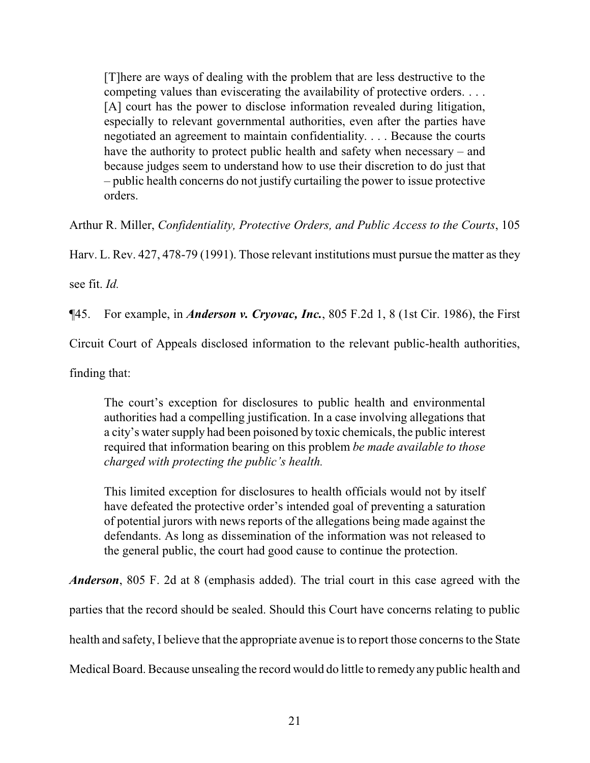> [T]here are ways of dealing with the problem that are less destructive to the competing values than eviscerating the availability of protective orders. . . . [A] court has the power to disclose information revealed during litigation, especially to relevant governmental authorities, even after the parties have negotiated an agreement to maintain confidentiality. . . . Because the courts have the authority to protect public health and safety when necessary – and because judges seem to understand how to use their discretion to do just that – public health concerns do not justify curtailing the power to issue protective orders.

Arthur R. Miller, *Confidentiality, Protective Orders, and Public Access to the Courts*, 105 Harv. L. Rev. 427, 478-79 (1991). Those relevant institutions must pursue the matter as they see fit. *Id.*

¶45. For example, in ***Anderson v. Cryovac, Inc.***, 805 F.2d 1, 8 (1st Cir. 1986), the First Circuit Court of Appeals disclosed information to the relevant public-health authorities, finding that:

> The court's exception for disclosures to public health and environmental authorities had a compelling justification. In a case involving allegations that a city's water supply had been poisoned by toxic chemicals, the public interest required that information bearing on this problem *be made available to those charged with protecting the public's health.*
>
> This limited exception for disclosures to health officials would not by itself have defeated the protective order's intended goal of preventing a saturation of potential jurors with news reports of the allegations being made against the defendants. As long as dissemination of the information was not released to the general public, the court had good cause to continue the protection.

***Anderson***, 805 F. 2d at 8 (emphasis added). The trial court in this case agreed with the parties that the record should be sealed. Should this Court have concerns relating to public health and safety, I believe that the appropriate avenue is to report those concerns to the State Medical Board. Because unsealing the record would do little to remedy any public health and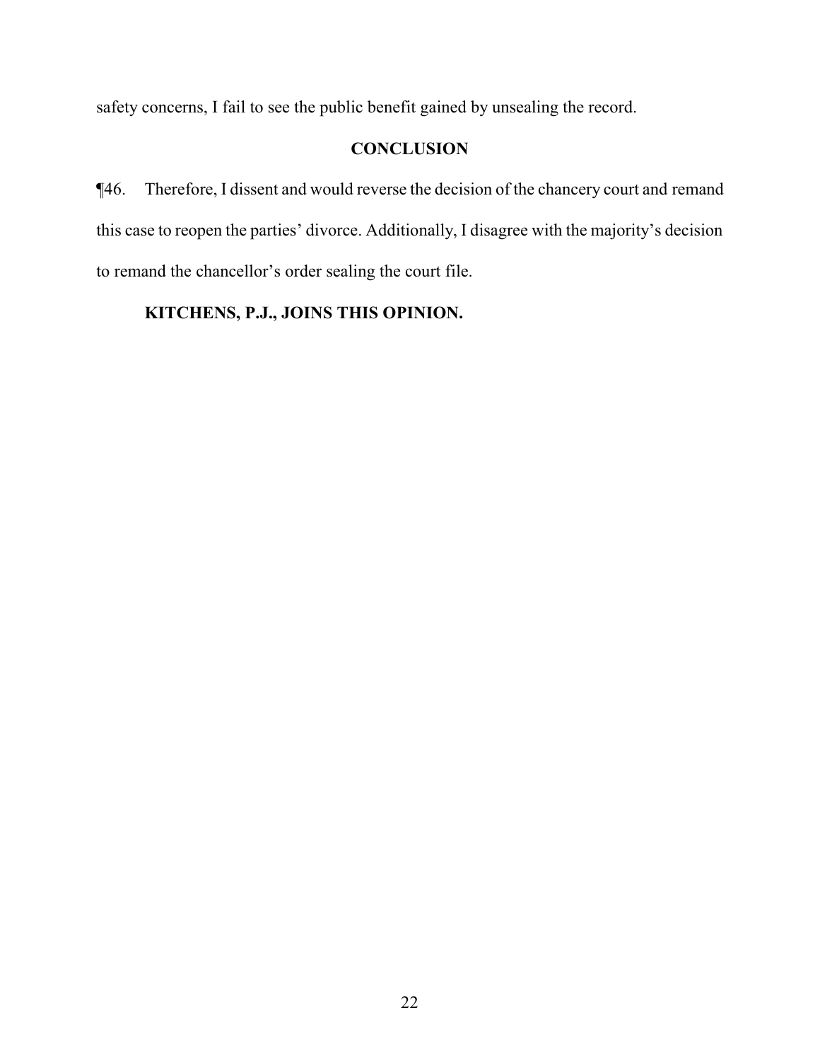safety concerns, I fail to see the public benefit gained by unsealing the record.

## CONCLUSION

¶46. Therefore, I dissent and would reverse the decision of the chancery court and remand this case to reopen the parties' divorce. Additionally, I disagree with the majority's decision to remand the chancellor's order sealing the court file.

**KITCHENS, P.J., JOINS THIS OPINION.**